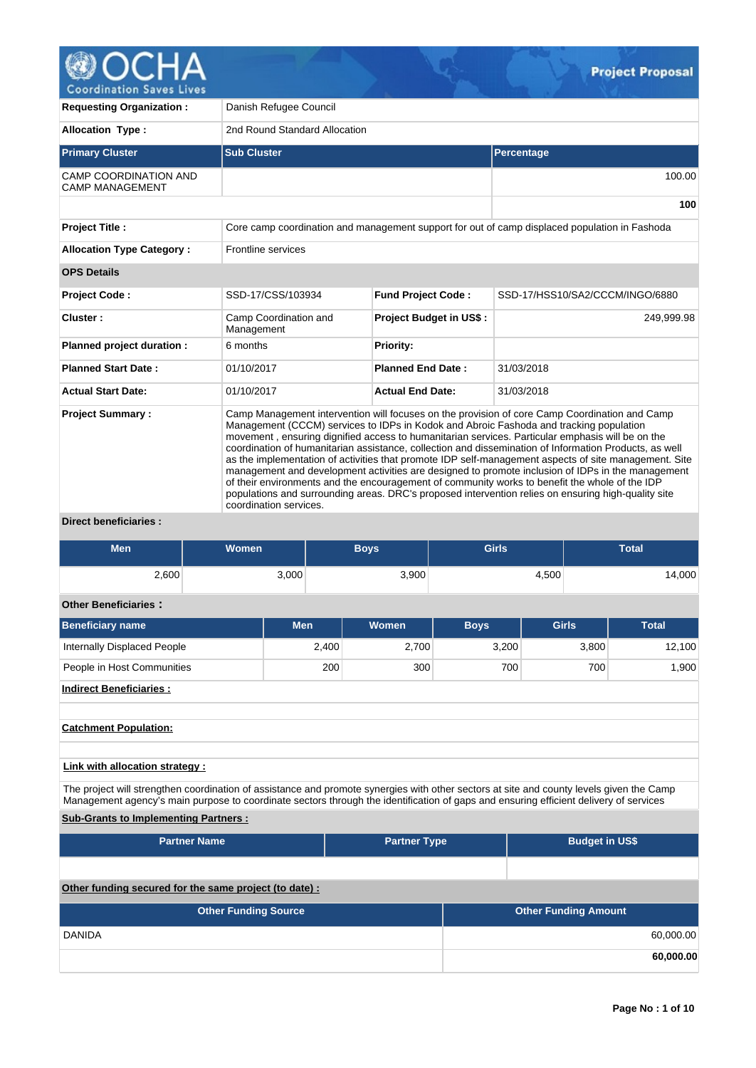# OCHA Coordination Saves Lives — Project Proposal

| | |
|---|---|
| **Requesting Organization :** | Danish Refugee Council |
| **Allocation Type :** | 2nd Round Standard Allocation |

| Primary Cluster | Sub Cluster | Percentage |
|---|---|---|
| CAMP COORDINATION AND CAMP MANAGEMENT | | 100.00 |
| | | **100** |

| | |
|---|---|
| **Project Title :** | Core camp coordination and management support for out of camp displaced population in Fashoda |
| **Allocation Type Category :** | Frontline services |

**OPS Details**

| | | | |
|---|---|---|---|
| **Project Code :** | SSD-17/CSS/103934 | **Fund Project Code :** | SSD-17/HSS10/SA2/CCCM/INGO/6880 |
| **Cluster :** | Camp Coordination and Management | **Project Budget in US$ :** | 249,999.98 |
| **Planned project duration :** | 6 months | **Priority:** | |
| **Planned Start Date :** | 01/10/2017 | **Planned End Date :** | 31/03/2018 |
| **Actual Start Date:** | 01/10/2017 | **Actual End Date:** | 31/03/2018 |

**Project Summary :**

Camp Management intervention will focuses on the provision of core Camp Coordination and Camp Management (CCCM) services to IDPs in Kodok and Abroic Fashoda and tracking population movement , ensuring dignified access to humanitarian services. Particular emphasis will be on the coordination of humanitarian assistance, collection and dissemination of Information Products, as well as the implementation of activities that promote IDP self-management aspects of site management. Site management and development activities are designed to promote inclusion of IDPs in the management of their environments and the encouragement of community works to benefit the whole of the IDP populations and surrounding areas. DRC's proposed intervention relies on ensuring high-quality site coordination services.

**Direct beneficiaries :**

| Men | Women | Boys | Girls | Total |
|---|---|---|---|---|
| 2,600 | 3,000 | 3,900 | 4,500 | 14,000 |

**Other Beneficiaries :**

| Beneficiary name | Men | Women | Boys | Girls | Total |
|---|---|---|---|---|---|
| Internally Displaced People | 2,400 | 2,700 | 3,200 | 3,800 | 12,100 |
| People in Host Communities | 200 | 300 | 700 | 700 | 1,900 |

**Indirect Beneficiaries :**

**Catchment Population:**

**Link with allocation strategy :**

The project will strengthen coordination of assistance and promote synergies with other sectors at site and county levels given the Camp Management agency's main purpose to coordinate sectors through the identification of gaps and ensuring efficient delivery of services

**Sub-Grants to Implementing Partners :**

| Partner Name | Partner Type | Budget in US$ |
|---|---|---|
| | | |

**Other funding secured for the same project (to date) :**

| Other Funding Source | Other Funding Amount |
|---|---|
| DANIDA | 60,000.00 |
| | **60,000.00** |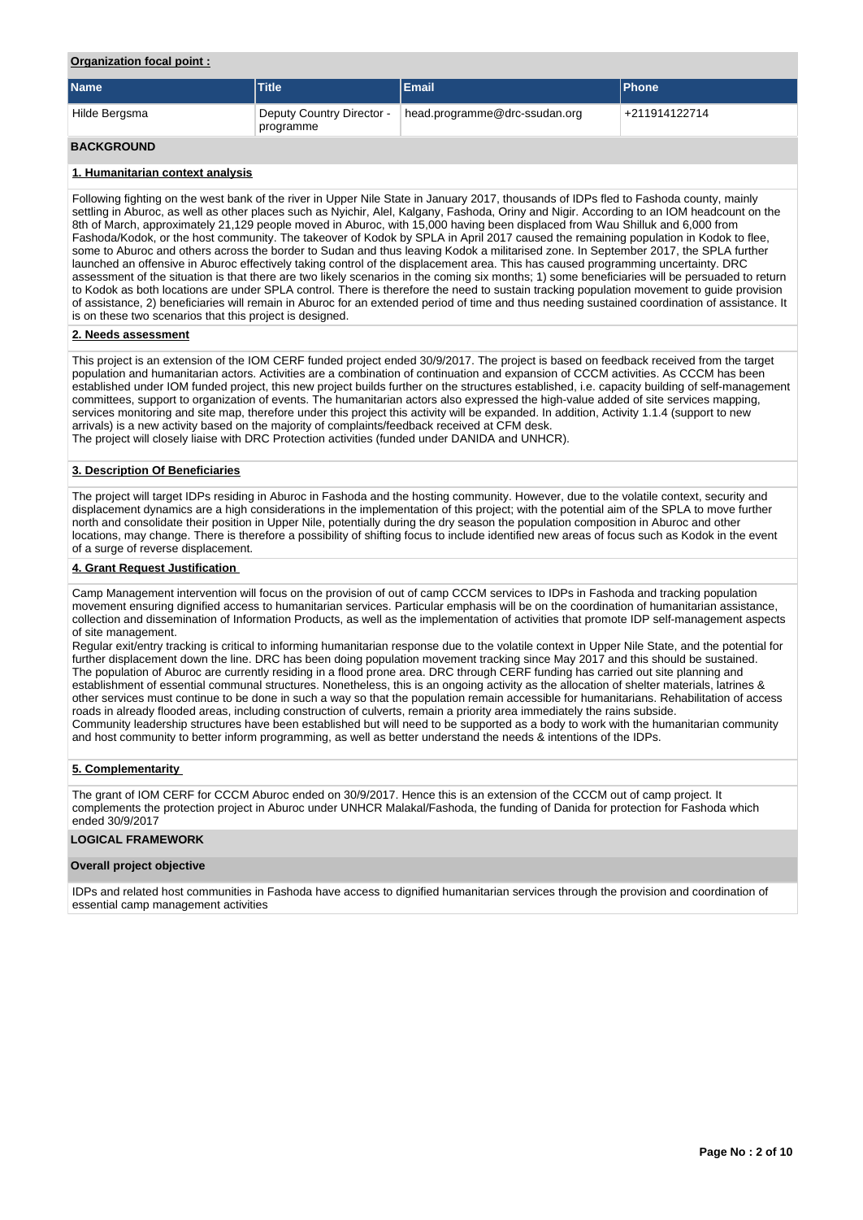**Organization focal point :**

| Name | Title | Email | Phone |
|---|---|---|---|
| Hilde Bergsma | Deputy Country Director - programme | head.programme@drc-ssudan.org | +211914122714 |

## BACKGROUND

### 1. Humanitarian context analysis

Following fighting on the west bank of the river in Upper Nile State in January 2017, thousands of IDPs fled to Fashoda county, mainly settling in Aburoc, as well as other places such as Nyichir, Alel, Kalgany, Fashoda, Oriny and Nigir. According to an IOM headcount on the 8th of March, approximately 21,129 people moved in Aburoc, with 15,000 having been displaced from Wau Shilluk and 6,000 from Fashoda/Kodok, or the host community. The takeover of Kodok by SPLA in April 2017 caused the remaining population in Kodok to flee, some to Aburoc and others across the border to Sudan and thus leaving Kodok a militarised zone. In September 2017, the SPLA further launched an offensive in Aburoc effectively taking control of the displacement area. This has caused programming uncertainty. DRC assessment of the situation is that there are two likely scenarios in the coming six months; 1) some beneficiaries will be persuaded to return to Kodok as both locations are under SPLA control. There is therefore the need to sustain tracking population movement to guide provision of assistance, 2) beneficiaries will remain in Aburoc for an extended period of time and thus needing sustained coordination of assistance. It is on these two scenarios that this project is designed.

### 2. Needs assessment

This project is an extension of the IOM CERF funded project ended 30/9/2017. The project is based on feedback received from the target population and humanitarian actors. Activities are a combination of continuation and expansion of CCCM activities. As CCCM has been established under IOM funded project, this new project builds further on the structures established, i.e. capacity building of self-management committees, support to organization of events. The humanitarian actors also expressed the high-value added of site services mapping, services monitoring and site map, therefore under this project this activity will be expanded. In addition, Activity 1.1.4 (support to new arrivals) is a new activity based on the majority of complaints/feedback received at CFM desk.
The project will closely liaise with DRC Protection activities (funded under DANIDA and UNHCR).

### 3. Description Of Beneficiaries

The project will target IDPs residing in Aburoc in Fashoda and the hosting community. However, due to the volatile context, security and displacement dynamics are a high considerations in the implementation of this project; with the potential aim of the SPLA to move further north and consolidate their position in Upper Nile, potentially during the dry season the population composition in Aburoc and other locations, may change. There is therefore a possibility of shifting focus to include identified new areas of focus such as Kodok in the event of a surge of reverse displacement.

### 4. Grant Request Justification

Camp Management intervention will focus on the provision of out of camp CCCM services to IDPs in Fashoda and tracking population movement ensuring dignified access to humanitarian services. Particular emphasis will be on the coordination of humanitarian assistance, collection and dissemination of Information Products, as well as the implementation of activities that promote IDP self-management aspects of site management.
Regular exit/entry tracking is critical to informing humanitarian response due to the volatile context in Upper Nile State, and the potential for further displacement down the line. DRC has been doing population movement tracking since May 2017 and this should be sustained.
The population of Aburoc are currently residing in a flood prone area. DRC through CERF funding has carried out site planning and establishment of essential communal structures. Nonetheless, this is an ongoing activity as the allocation of shelter materials, latrines & other services must continue to be done in such a way so that the population remain accessible for humanitarians. Rehabilitation of access roads in already flooded areas, including construction of culverts, remain a priority area immediately the rains subside.
Community leadership structures have been established but will need to be supported as a body to work with the humanitarian community and host community to better inform programming, as well as better understand the needs & intentions of the IDPs.

### 5. Complementarity

The grant of IOM CERF for CCCM Aburoc ended on 30/9/2017. Hence this is an extension of the CCCM out of camp project. It complements the protection project in Aburoc under UNHCR Malakal/Fashoda, the funding of Danida for protection for Fashoda which ended 30/9/2017

## LOGICAL FRAMEWORK

### Overall project objective

IDPs and related host communities in Fashoda have access to dignified humanitarian services through the provision and coordination of essential camp management activities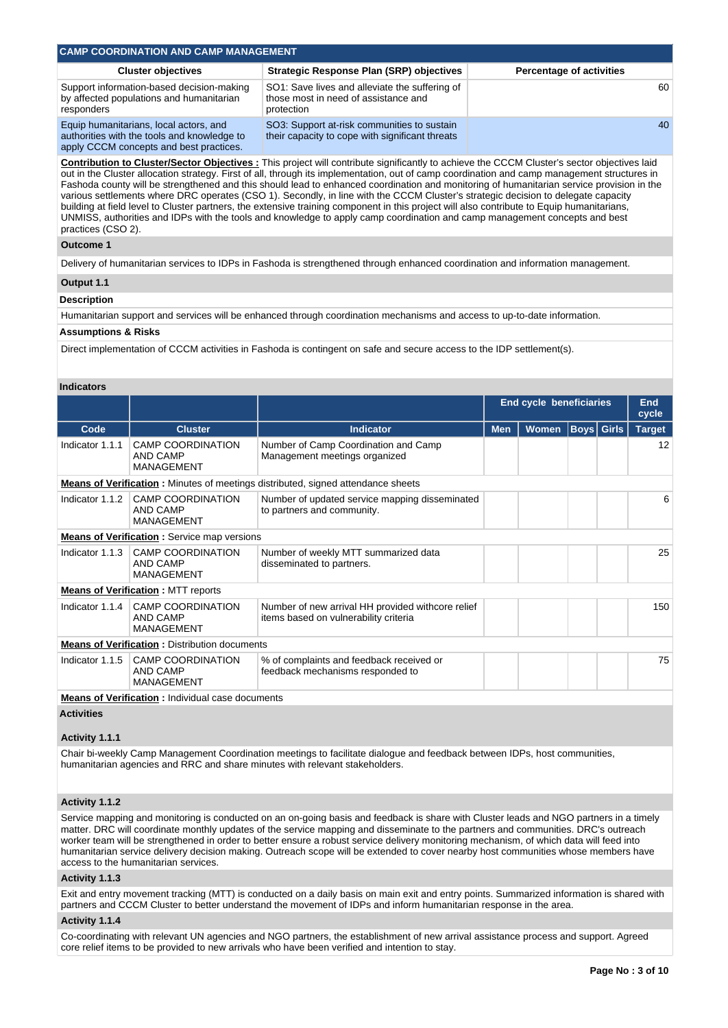## CAMP COORDINATION AND CAMP MANAGEMENT

| Cluster objectives | Strategic Response Plan (SRP) objectives | Percentage of activities |
|---|---|---|
| Support information-based decision-making by affected populations and humanitarian responders | SO1: Save lives and alleviate the suffering of those most in need of assistance and protection | 60 |
| Equip humanitarians, local actors, and authorities with the tools and knowledge to apply CCCM concepts and best practices. | SO3: Support at-risk communities to sustain their capacity to cope with significant threats | 40 |

**Contribution to Cluster/Sector Objectives :** This project will contribute significantly to achieve the CCCM Cluster's sector objectives laid out in the Cluster allocation strategy. First of all, through its implementation, out of camp coordination and camp management structures in Fashoda county will be strengthened and this should lead to enhanced coordination and monitoring of humanitarian service provision in the various settlements where DRC operates (CSO 1). Secondly, in line with the CCCM Cluster's strategic decision to delegate capacity building at field level to Cluster partners, the extensive training component in this project will also contribute to Equip humanitarians, UNMISS, authorities and IDPs with the tools and knowledge to apply camp coordination and camp management concepts and best practices (CSO 2).

### Outcome 1

Delivery of humanitarian services to IDPs in Fashoda is strengthened through enhanced coordination and information management.

### Output 1.1

**Description**

Humanitarian support and services will be enhanced through coordination mechanisms and access to up-to-date information.

**Assumptions & Risks**

Direct implementation of CCCM activities in Fashoda is contingent on safe and secure access to the IDP settlement(s).

**Indicators**

| | | | End cycle beneficiaries | | | | End cycle |
|---|---|---|---|---|---|---|---|
| Code | Cluster | Indicator | Men | Women | Boys | Girls | Target |
| Indicator 1.1.1 | CAMP COORDINATION AND CAMP MANAGEMENT | Number of Camp Coordination and Camp Management meetings organized | | | | | 12 |
| **Means of Verification :** Minutes of meetings distributed, signed attendance sheets | | | | | | | |
| Indicator 1.1.2 | CAMP COORDINATION AND CAMP MANAGEMENT | Number of updated service mapping disseminated to partners and community. | | | | | 6 |
| **Means of Verification :** Service map versions | | | | | | | |
| Indicator 1.1.3 | CAMP COORDINATION AND CAMP MANAGEMENT | Number of weekly MTT summarized data disseminated to partners. | | | | | 25 |
| **Means of Verification :** MTT reports | | | | | | | |
| Indicator 1.1.4 | CAMP COORDINATION AND CAMP MANAGEMENT | Number of new arrival HH provided withcore relief items based on vulnerability criteria | | | | | 150 |
| **Means of Verification :** Distribution documents | | | | | | | |
| Indicator 1.1.5 | CAMP COORDINATION AND CAMP MANAGEMENT | % of complaints and feedback received or feedback mechanisms responded to | | | | | 75 |
| **Means of Verification :** Individual case documents | | | | | | | |

**Activities**

**Activity 1.1.1**

Chair bi-weekly Camp Management Coordination meetings to facilitate dialogue and feedback between IDPs, host communities, humanitarian agencies and RRC and share minutes with relevant stakeholders.

**Activity 1.1.2**

Service mapping and monitoring is conducted on an on-going basis and feedback is share with Cluster leads and NGO partners in a timely matter. DRC will coordinate monthly updates of the service mapping and disseminate to the partners and communities. DRC's outreach worker team will be strengthened in order to better ensure a robust service delivery monitoring mechanism, of which data will feed into humanitarian service delivery decision making. Outreach scope will be extended to cover nearby host communities whose members have access to the humanitarian services.

**Activity 1.1.3**

Exit and entry movement tracking (MTT) is conducted on a daily basis on main exit and entry points. Summarized information is shared with partners and CCCM Cluster to better understand the movement of IDPs and inform humanitarian response in the area.

**Activity 1.1.4**

Co-coordinating with relevant UN agencies and NGO partners, the establishment of new arrival assistance process and support. Agreed core relief items to be provided to new arrivals who have been verified and intention to stay.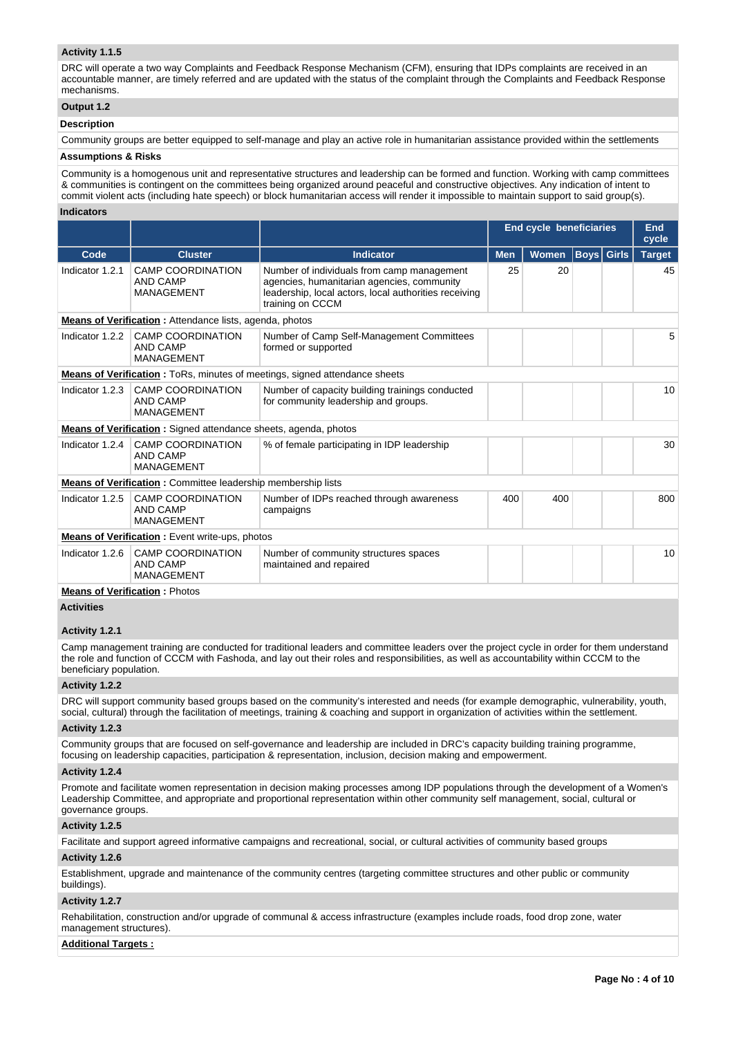### Activity 1.1.5

DRC will operate a two way Complaints and Feedback Response Mechanism (CFM), ensuring that IDPs complaints are received in an accountable manner, are timely referred and are updated with the status of the complaint through the Complaints and Feedback Response mechanisms.

### Output 1.2

**Description**

Community groups are better equipped to self-manage and play an active role in humanitarian assistance provided within the settlements

**Assumptions & Risks**

Community is a homogenous unit and representative structures and leadership can be formed and function. Working with camp committees & communities is contingent on the committees being organized around peaceful and constructive objectives. Any indication of intent to commit violent acts (including hate speech) or block humanitarian access will render it impossible to maintain support to said group(s).

**Indicators**

| | | | End cycle beneficiaries | | | | End cycle |
|---|---|---|---|---|---|---|---|
| Code | Cluster | Indicator | Men | Women | Boys | Girls | Target |
| Indicator 1.2.1 | CAMP COORDINATION AND CAMP MANAGEMENT | Number of individuals from camp management agencies, humanitarian agencies, community leadership, local actors, local authorities receiving training on CCCM | 25 | 20 | | | 45 |
| **Means of Verification** : Attendance lists, agenda, photos | | | | | | | |
| Indicator 1.2.2 | CAMP COORDINATION AND CAMP MANAGEMENT | Number of Camp Self-Management Committees formed or supported | | | | | 5 |
| **Means of Verification** : ToRs, minutes of meetings, signed attendance sheets | | | | | | | |
| Indicator 1.2.3 | CAMP COORDINATION AND CAMP MANAGEMENT | Number of capacity building trainings conducted for community leadership and groups. | | | | | 10 |
| **Means of Verification** : Signed attendance sheets, agenda, photos | | | | | | | |
| Indicator 1.2.4 | CAMP COORDINATION AND CAMP MANAGEMENT | % of female participating in IDP leadership | | | | | 30 |
| **Means of Verification** : Committee leadership membership lists | | | | | | | |
| Indicator 1.2.5 | CAMP COORDINATION AND CAMP MANAGEMENT | Number of IDPs reached through awareness campaigns | 400 | 400 | | | 800 |
| **Means of Verification** : Event write-ups, photos | | | | | | | |
| Indicator 1.2.6 | CAMP COORDINATION AND CAMP MANAGEMENT | Number of community structures spaces maintained and repaired | | | | | 10 |
| **Means of Verification** : Photos | | | | | | | |

**Activities**

### Activity 1.2.1

Camp management training are conducted for traditional leaders and committee leaders over the project cycle in order for them understand the role and function of CCCM with Fashoda, and lay out their roles and responsibilities, as well as accountability within CCCM to the beneficiary population.

### Activity 1.2.2

DRC will support community based groups based on the community's interested and needs (for example demographic, vulnerability, youth, social, cultural) through the facilitation of meetings, training & coaching and support in organization of activities within the settlement.

### Activity 1.2.3

Community groups that are focused on self-governance and leadership are included in DRC's capacity building training programme, focusing on leadership capacities, participation & representation, inclusion, decision making and empowerment.

### Activity 1.2.4

Promote and facilitate women representation in decision making processes among IDP populations through the development of a Women's Leadership Committee, and appropriate and proportional representation within other community self management, social, cultural or governance groups.

### Activity 1.2.5

Facilitate and support agreed informative campaigns and recreational, social, or cultural activities of community based groups

### Activity 1.2.6

Establishment, upgrade and maintenance of the community centres (targeting committee structures and other public or community buildings).

### Activity 1.2.7

Rehabilitation, construction and/or upgrade of communal & access infrastructure (examples include roads, food drop zone, water management structures).

**Additional Targets :**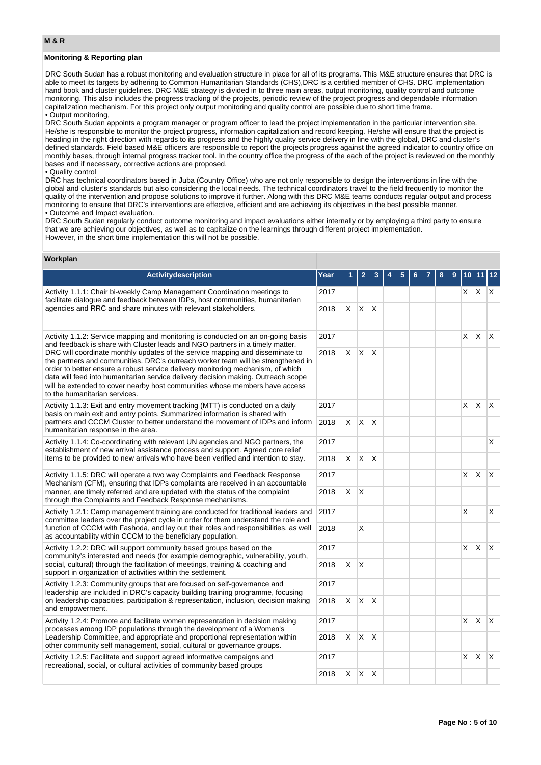## M & R

### Monitoring & Reporting plan

DRC South Sudan has a robust monitoring and evaluation structure in place for all of its programs. This M&E structure ensures that DRC is able to meet its targets by adhering to Common Humanitarian Standards (CHS),DRC is a certified member of CHS. DRC implementation hand book and cluster guidelines. DRC M&E strategy is divided in to three main areas, output monitoring, quality control and outcome monitoring. This also includes the progress tracking of the projects, periodic review of the project progress and dependable information capitalization mechanism. For this project only output monitoring and quality control are possible due to short time frame.

• Output monitoring,

DRC South Sudan appoints a program manager or program officer to lead the project implementation in the particular intervention site. He/she is responsible to monitor the project progress, information capitalization and record keeping. He/she will ensure that the project is heading in the right direction with regards to its progress and the highly quality service delivery in line with the global, DRC and cluster's defined standards. Field based M&E officers are responsible to report the projects progress against the agreed indicator to country office on monthly bases, through internal progress tracker tool. In the country office the progress of the each of the project is reviewed on the monthly bases and if necessary, corrective actions are proposed.

• Quality control

DRC has technical coordinators based in Juba (Country Office) who are not only responsible to design the interventions in line with the global and cluster's standards but also considering the local needs. The technical coordinators travel to the field frequently to monitor the quality of the intervention and propose solutions to improve it further. Along with this DRC M&E teams conducts regular output and process monitoring to ensure that DRC's interventions are effective, efficient and are achieving its objectives in the best possible manner.

• Outcome and Impact evaluation.

DRC South Sudan regularly conduct outcome monitoring and impact evaluations either internally or by employing a third party to ensure that we are achieving our objectives, as well as to capitalize on the learnings through different project implementation.
However, in the short time implementation this will not be possible.

### Workplan

| Activitydescription | Year | 1 | 2 | 3 | 4 | 5 | 6 | 7 | 8 | 9 | 10 | 11 | 12 |
|---|---|---|---|---|---|---|---|---|---|---|---|---|---|
| Activity 1.1.1: Chair bi-weekly Camp Management Coordination meetings to facilitate dialogue and feedback between IDPs, host communities, humanitarian agencies and RRC and share minutes with relevant stakeholders. | 2017 | | | | | | | | | | X | X | X |
| | 2018 | X | X | X | | | | | | | | | |
| Activity 1.1.2: Service mapping and monitoring is conducted on an on-going basis and feedback is share with Cluster leads and NGO partners in a timely matter. DRC will coordinate monthly updates of the service mapping and disseminate to the partners and communities. DRC's outreach worker team will be strengthened in order to better ensure a robust service delivery monitoring mechanism, of which data will feed into humanitarian service delivery decision making. Outreach scope will be extended to cover nearby host communities whose members have access to the humanitarian services. | 2017 | | | | | | | | | | X | X | X |
| | 2018 | X | X | X | | | | | | | | | |
| Activity 1.1.3: Exit and entry movement tracking (MTT) is conducted on a daily basis on main exit and entry points. Summarized information is shared with partners and CCCM Cluster to better understand the movement of IDPs and inform humanitarian response in the area. | 2017 | | | | | | | | | | X | X | X |
| | 2018 | X | X | X | | | | | | | | | |
| Activity 1.1.4: Co-coordinating with relevant UN agencies and NGO partners, the establishment of new arrival assistance process and support. Agreed core relief items to be provided to new arrivals who have been verified and intention to stay. | 2017 | | | | | | | | | | | | X |
| | 2018 | X | X | X | | | | | | | | | |
| Activity 1.1.5: DRC will operate a two way Complaints and Feedback Response Mechanism (CFM), ensuring that IDPs complaints are received in an accountable manner, are timely referred and are updated with the status of the complaint through the Complaints and Feedback Response mechanisms. | 2017 | | | | | | | | | | X | X | X |
| | 2018 | X | X | | | | | | | | | | |
| Activity 1.2.1: Camp management training are conducted for traditional leaders and committee leaders over the project cycle in order for them understand the role and function of CCCM with Fashoda, and lay out their roles and responsibilities, as well as accountability within CCCM to the beneficiary population. | 2017 | | | | | | | | | | X | | X |
| | 2018 | | X | | | | | | | | | | |
| Activity 1.2.2: DRC will support community based groups based on the community's interested and needs (for example demographic, vulnerability, youth, social, cultural) through the facilitation of meetings, training & coaching and support in organization of activities within the settlement. | 2017 | | | | | | | | | | X | X | X |
| | 2018 | X | X | | | | | | | | | | |
| Activity 1.2.3: Community groups that are focused on self-governance and leadership are included in DRC's capacity building training programme, focusing on leadership capacities, participation & representation, inclusion, decision making and empowerment. | 2017 | | | | | | | | | | | | |
| | 2018 | X | X | X | | | | | | | | | |
| Activity 1.2.4: Promote and facilitate women representation in decision making processes among IDP populations through the development of a Women's Leadership Committee, and appropriate and proportional representation within other community self management, social, cultural or governance groups. | 2017 | | | | | | | | | | X | X | X |
| | 2018 | X | X | X | | | | | | | | | |
| Activity 1.2.5: Facilitate and support agreed informative campaigns and recreational, social, or cultural activities of community based groups | 2017 | | | | | | | | | | X | X | X |
| | 2018 | X | X | X | | | | | | | | | |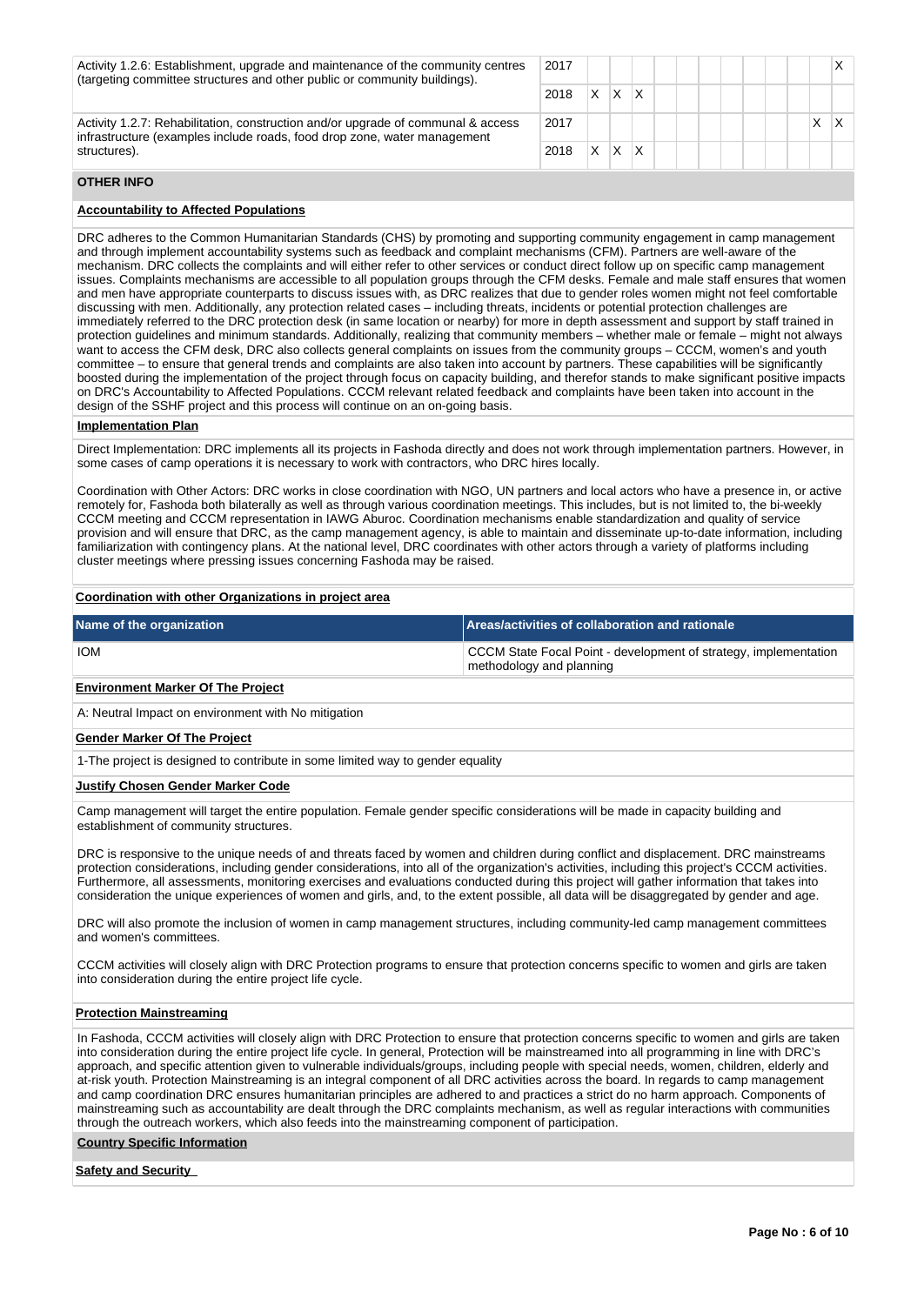| | | | | | | | | | | | | | |
|---|---|---|---|---|---|---|---|---|---|---|---|---|---|
| Activity 1.2.6: Establishment, upgrade and maintenance of the community centres (targeting committee structures and other public or community buildings). | 2017 | | | | | | | | | | | | X |
| | 2018 | X | X | X | | | | | | | | | |
| Activity 1.2.7: Rehabilitation, construction and/or upgrade of communal & access infrastructure (examples include roads, food drop zone, water management structures). | 2017 | | | | | | | | | | | X | X |
| | 2018 | X | X | X | | | | | | | | | |

## OTHER INFO

**Accountability to Affected Populations**

DRC adheres to the Common Humanitarian Standards (CHS) by promoting and supporting community engagement in camp management and through implement accountability systems such as feedback and complaint mechanisms (CFM). Partners are well-aware of the mechanism. DRC collects the complaints and will either refer to other services or conduct direct follow up on specific camp management issues. Complaints mechanisms are accessible to all population groups through the CFM desks. Female and male staff ensures that women and men have appropriate counterparts to discuss issues with, as DRC realizes that due to gender roles women might not feel comfortable discussing with men. Additionally, any protection related cases – including threats, incidents or potential protection challenges are immediately referred to the DRC protection desk (in same location or nearby) for more in depth assessment and support by staff trained in protection guidelines and minimum standards. Additionally, realizing that community members – whether male or female – might not always want to access the CFM desk, DRC also collects general complaints on issues from the community groups – CCCM, women's and youth committee – to ensure that general trends and complaints are also taken into account by partners. These capabilities will be significantly boosted during the implementation of the project through focus on capacity building, and therefor stands to make significant positive impacts on DRC's Accountability to Affected Populations. CCCM relevant feedback and complaints have been taken into account in the design of the SSHF project and this process will continue on an on-going basis.

**Implementation Plan**

Direct Implementation: DRC implements all its projects in Fashoda directly and does not work through implementation partners. However, in some cases of camp operations it is necessary to work with contractors, who DRC hires locally.

Coordination with Other Actors: DRC works in close coordination with NGO, UN partners and local actors who have a presence in, or active remotely for, Fashoda both bilaterally as well as through various coordination meetings. This includes, but is not limited to, the bi-weekly CCCM meeting and CCCM representation in IAWG Aburoc. Coordination mechanisms enable standardization and quality of service provision and will ensure that DRC, as the camp management agency, is able to maintain and disseminate up-to-date information, including familiarization with contingency plans. At the national level, DRC coordinates with other actors through a variety of platforms including cluster meetings where pressing issues concerning Fashoda may be raised.

**Coordination with other Organizations in project area**

| Name of the organization | Areas/activities of collaboration and rationale |
|---|---|
| IOM | CCCM State Focal Point - development of strategy, implementation methodology and planning |

**Environment Marker Of The Project**

A: Neutral Impact on environment with No mitigation

**Gender Marker Of The Project**

1-The project is designed to contribute in some limited way to gender equality

**Justify Chosen Gender Marker Code**

Camp management will target the entire population. Female gender specific considerations will be made in capacity building and establishment of community structures.

DRC is responsive to the unique needs of and threats faced by women and children during conflict and displacement. DRC mainstreams protection considerations, including gender considerations, into all of the organization's activities, including this project's CCCM activities. Furthermore, all assessments, monitoring exercises and evaluations conducted during this project will gather information that takes into consideration the unique experiences of women and girls, and, to the extent possible, all data will be disaggregated by gender and age.

DRC will also promote the inclusion of women in camp management structures, including community-led camp management committees and women's committees.

CCCM activities will closely align with DRC Protection programs to ensure that protection concerns specific to women and girls are taken into consideration during the entire project life cycle.

**Protection Mainstreaming**

In Fashoda, CCCM activities will closely align with DRC Protection to ensure that protection concerns specific to women and girls are taken into consideration during the entire project life cycle. In general, Protection will be mainstreamed into all programming in line with DRC's approach, and specific attention given to vulnerable individuals/groups, including people with special needs, women, children, elderly and at-risk youth. Protection Mainstreaming is an integral component of all DRC activities across the board. In regards to camp management and camp coordination DRC ensures humanitarian principles are adhered to and practices a strict do no harm approach. Components of mainstreaming such as accountability are dealt through the DRC complaints mechanism, as well as regular interactions with communities through the outreach workers, which also feeds into the mainstreaming component of participation.

**Country Specific Information**

**Safety and Security**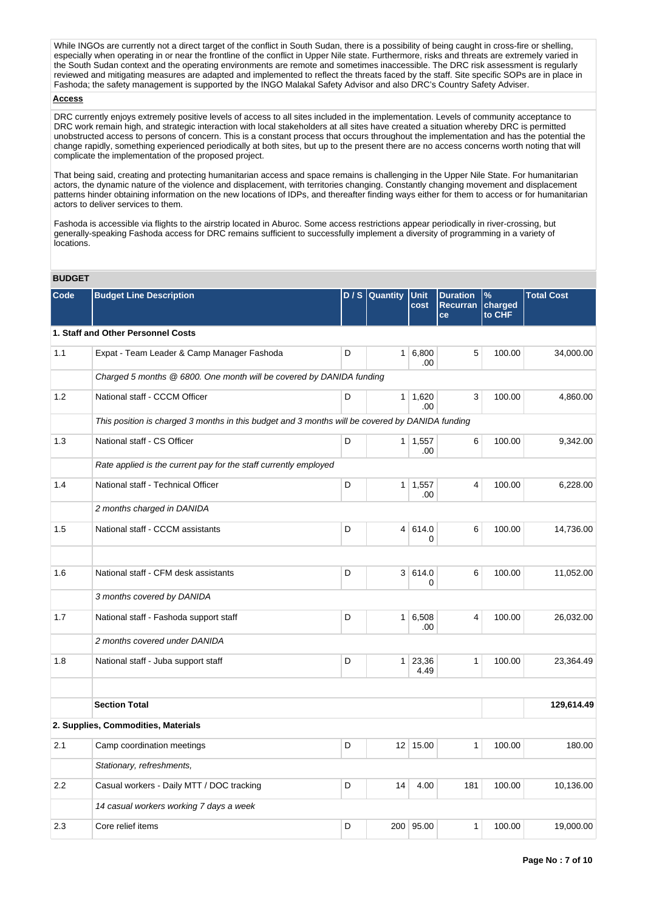While INGOs are currently not a direct target of the conflict in South Sudan, there is a possibility of being caught in cross-fire or shelling, especially when operating in or near the frontline of the conflict in Upper Nile state. Furthermore, risks and threats are extremely varied in the South Sudan context and the operating environments are remote and sometimes inaccessible. The DRC risk assessment is regularly reviewed and mitigating measures are adapted and implemented to reflect the threats faced by the staff. Site specific SOPs are in place in Fashoda; the safety management is supported by the INGO Malakal Safety Advisor and also DRC's Country Safety Adviser.

**Access**

DRC currently enjoys extremely positive levels of access to all sites included in the implementation. Levels of community acceptance to DRC work remain high, and strategic interaction with local stakeholders at all sites have created a situation whereby DRC is permitted unobstructed access to persons of concern. This is a constant process that occurs throughout the implementation and has the potential the change rapidly, something experienced periodically at both sites, but up to the present there are no access concerns worth noting that will complicate the implementation of the proposed project.

That being said, creating and protecting humanitarian access and space remains is challenging in the Upper Nile State. For humanitarian actors, the dynamic nature of the violence and displacement, with territories changing. Constantly changing movement and displacement patterns hinder obtaining information on the new locations of IDPs, and thereafter finding ways either for them to access or for humanitarian actors to deliver services to them.

Fashoda is accessible via flights to the airstrip located in Aburoc. Some access restrictions appear periodically in river-crossing, but generally-speaking Fashoda access for DRC remains sufficient to successfully implement a diversity of programming in a variety of locations.

## BUDGET

| Code | Budget Line Description | D / S | Quantity | Unit cost | Duration Recurrance | % charged to CHF | Total Cost |
|---|---|---|---|---|---|---|---|
| **1. Staff and Other Personnel Costs** | | | | | | | |
| 1.1 | Expat - Team Leader & Camp Manager Fashoda | D | 1 | 6,800.00 | 5 | 100.00 | 34,000.00 |
| | *Charged 5 months @ 6800. One month will be covered by DANIDA funding* | | | | | | |
| 1.2 | National staff - CCCM Officer | D | 1 | 1,620.00 | 3 | 100.00 | 4,860.00 |
| | *This position is charged 3 months in this budget and 3 months will be covered by DANIDA funding* | | | | | | |
| 1.3 | National staff - CS Officer | D | 1 | 1,557.00 | 6 | 100.00 | 9,342.00 |
| | *Rate applied is the current pay for the staff currently employed* | | | | | | |
| 1.4 | National staff - Technical Officer | D | 1 | 1,557.00 | 4 | 100.00 | 6,228.00 |
| | *2 months charged in DANIDA* | | | | | | |
| 1.5 | National staff - CCCM assistants | D | 4 | 614.00 | 6 | 100.00 | 14,736.00 |
| | | | | | | | |
| 1.6 | National staff - CFM desk assistants | D | 3 | 614.00 | 6 | 100.00 | 11,052.00 |
| | *3 months covered by DANIDA* | | | | | | |
| 1.7 | National staff - Fashoda support staff | D | 1 | 6,508.00 | 4 | 100.00 | 26,032.00 |
| | *2 months covered under DANIDA* | | | | | | |
| 1.8 | National staff - Juba support staff | D | 1 | 23,364.49 | 1 | 100.00 | 23,364.49 |
| | | | | | | | |
| | **Section Total** | | | | | | **129,614.49** |
| **2. Supplies, Commodities, Materials** | | | | | | | |
| 2.1 | Camp coordination meetings | D | 12 | 15.00 | 1 | 100.00 | 180.00 |
| | *Stationary, refreshments,* | | | | | | |
| 2.2 | Casual workers - Daily MTT / DOC tracking | D | 14 | 4.00 | 181 | 100.00 | 10,136.00 |
| | *14 casual workers working 7 days a week* | | | | | | |
| 2.3 | Core relief items | D | 200 | 95.00 | 1 | 100.00 | 19,000.00 |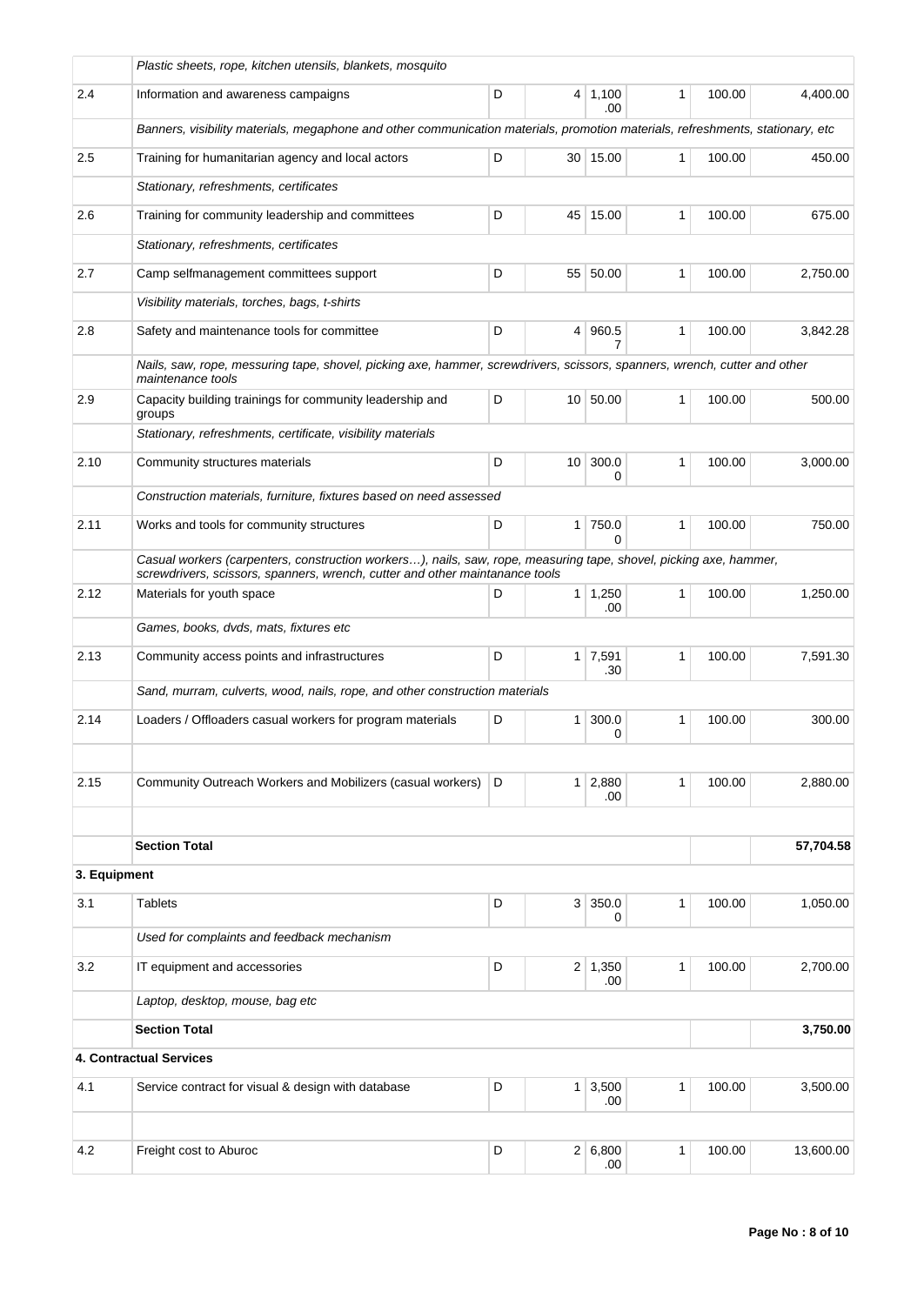| | | | | | | | |
|---|---|---|---|---|---|---|---|
| | *Plastic sheets, rope, kitchen utensils, blankets, mosquito* | | | | | | |
| 2.4 | Information and awareness campaigns | D | 4 | 1,100.00 | 1 | 100.00 | 4,400.00 |
| | *Banners, visibility materials, megaphone and other communication materials, promotion materials, refreshments, stationary, etc* | | | | | | |
| 2.5 | Training for humanitarian agency and local actors | D | 30 | 15.00 | 1 | 100.00 | 450.00 |
| | *Stationary, refreshments, certificates* | | | | | | |
| 2.6 | Training for community leadership and committees | D | 45 | 15.00 | 1 | 100.00 | 675.00 |
| | *Stationary, refreshments, certificates* | | | | | | |
| 2.7 | Camp selfmanagement committees support | D | 55 | 50.00 | 1 | 100.00 | 2,750.00 |
| | *Visibility materials, torches, bags, t-shirts* | | | | | | |
| 2.8 | Safety and maintenance tools for committee | D | 4 | 960.57 | 1 | 100.00 | 3,842.28 |
| | *Nails, saw, rope, messuring tape, shovel, picking axe, hammer, screwdrivers, scissors, spanners, wrench, cutter and other maintenance tools* | | | | | | |
| 2.9 | Capacity building trainings for community leadership and groups | D | 10 | 50.00 | 1 | 100.00 | 500.00 |
| | *Stationary, refreshments, certificate, visibility materials* | | | | | | |
| 2.10 | Community structures materials | D | 10 | 300.00 | 1 | 100.00 | 3,000.00 |
| | *Construction materials, furniture, fixtures based on need assessed* | | | | | | |
| 2.11 | Works and tools for community structures | D | 1 | 750.00 | 1 | 100.00 | 750.00 |
| | *Casual workers (carpenters, construction workers…), nails, saw, rope, measuring tape, shovel, picking axe, hammer, screwdrivers, scissors, spanners, wrench, cutter and other maintanance tools* | | | | | | |
| 2.12 | Materials for youth space | D | 1 | 1,250.00 | 1 | 100.00 | 1,250.00 |
| | *Games, books, dvds, mats, fixtures etc* | | | | | | |
| 2.13 | Community access points and infrastructures | D | 1 | 7,591.30 | 1 | 100.00 | 7,591.30 |
| | *Sand, murram, culverts, wood, nails, rope, and other construction materials* | | | | | | |
| 2.14 | Loaders / Offloaders casual workers for program materials | D | 1 | 300.00 | 1 | 100.00 | 300.00 |
| | | | | | | | |
| 2.15 | Community Outreach Workers and Mobilizers (casual workers) | D | 1 | 2,880.00 | 1 | 100.00 | 2,880.00 |
| | | | | | | | |
| | **Section Total** | | | | | | **57,704.58** |
| **3. Equipment** | | | | | | | |
| 3.1 | Tablets | D | 3 | 350.00 | 1 | 100.00 | 1,050.00 |
| | *Used for complaints and feedback mechanism* | | | | | | |
| 3.2 | IT equipment and accessories | D | 2 | 1,350.00 | 1 | 100.00 | 2,700.00 |
| | *Laptop, desktop, mouse, bag etc* | | | | | | |
| | **Section Total** | | | | | | **3,750.00** |
| **4. Contractual Services** | | | | | | | |
| 4.1 | Service contract for visual & design with database | D | 1 | 3,500.00 | 1 | 100.00 | 3,500.00 |
| | | | | | | | |
| 4.2 | Freight cost to Aburoc | D | 2 | 6,800.00 | 1 | 100.00 | 13,600.00 |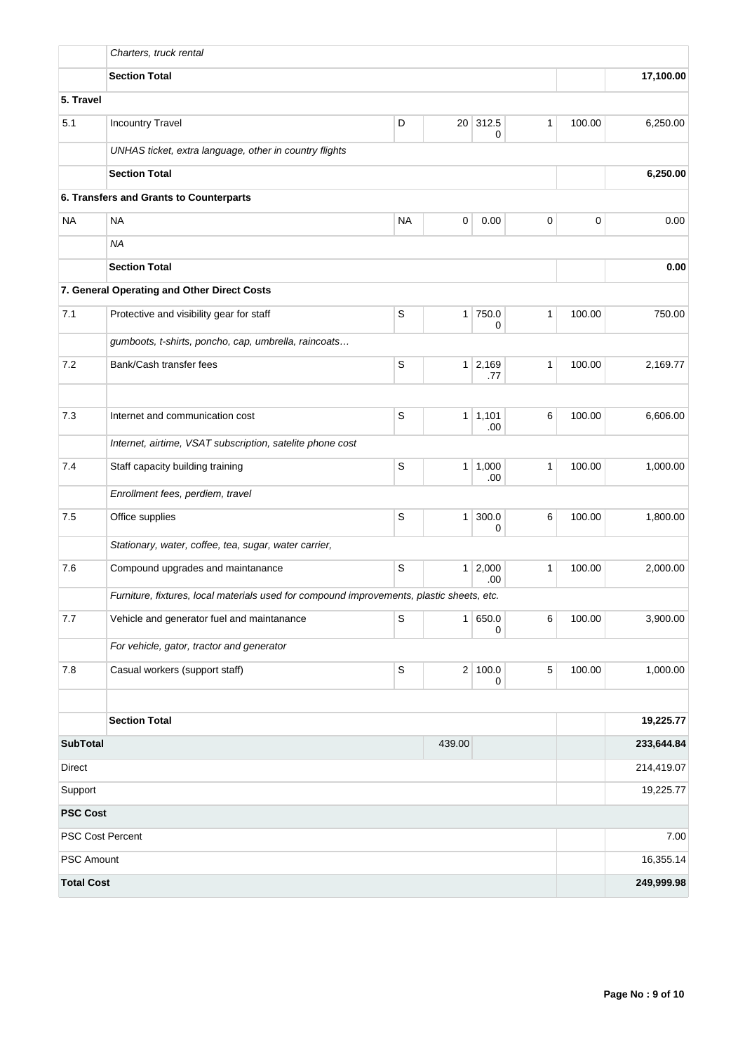| | | | | | | | |
|---|---|---|---|---|---|---|---|
| | *Charters, truck rental* | | | | | | |
| | **Section Total** | | | | | | **17,100.00** |
| **5. Travel** | | | | | | | |
| 5.1 | Incountry Travel | D | 20 | 312.50 | 1 | 100.00 | 6,250.00 |
| | *UNHAS ticket, extra language, other in country flights* | | | | | | |
| | **Section Total** | | | | | | **6,250.00** |
| | **6. Transfers and Grants to Counterparts** | | | | | | |
| NA | NA | NA | 0 | 0.00 | 0 | 0 | 0.00 |
| | *NA* | | | | | | |
| | **Section Total** | | | | | | **0.00** |
| | **7. General Operating and Other Direct Costs** | | | | | | |
| 7.1 | Protective and visibility gear for staff | S | 1 | 750.00 | 1 | 100.00 | 750.00 |
| | *gumboots, t-shirts, poncho, cap, umbrella, raincoats…* | | | | | | |
| 7.2 | Bank/Cash transfer fees | S | 1 | 2,169.77 | 1 | 100.00 | 2,169.77 |
| | | | | | | | |
| 7.3 | Internet and communication cost | S | 1 | 1,101.00 | 6 | 100.00 | 6,606.00 |
| | *Internet, airtime, VSAT subscription, satelite phone cost* | | | | | | |
| 7.4 | Staff capacity building training | S | 1 | 1,000.00 | 1 | 100.00 | 1,000.00 |
| | *Enrollment fees, perdiem, travel* | | | | | | |
| 7.5 | Office supplies | S | 1 | 300.00 | 6 | 100.00 | 1,800.00 |
| | *Stationary, water, coffee, tea, sugar, water carrier,* | | | | | | |
| 7.6 | Compound upgrades and maintanance | S | 1 | 2,000.00 | 1 | 100.00 | 2,000.00 |
| | *Furniture, fixtures, local materials used for compound improvements, plastic sheets, etc.* | | | | | | |
| 7.7 | Vehicle and generator fuel and maintanance | S | 1 | 650.00 | 6 | 100.00 | 3,900.00 |
| | *For vehicle, gator, tractor and generator* | | | | | | |
| 7.8 | Casual workers (support staff) | S | 2 | 100.00 | 5 | 100.00 | 1,000.00 |
| | | | | | | | |
| | **Section Total** | | | | | | **19,225.77** |
| **SubTotal** | | | 439.00 | | | | **233,644.84** |
| Direct | | | | | | | 214,419.07 |
| Support | | | | | | | 19,225.77 |
| **PSC Cost** | | | | | | | |
| PSC Cost Percent | | | | | | | 7.00 |
| PSC Amount | | | | | | | 16,355.14 |
| **Total Cost** | | | | | | | **249,999.98** |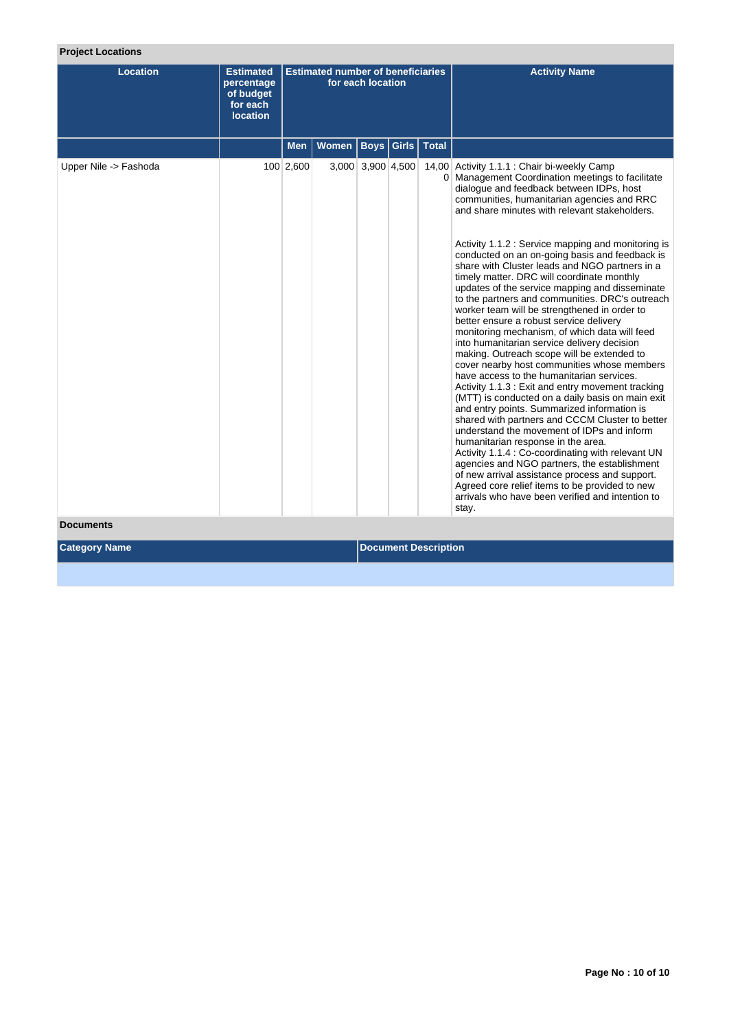**Project Locations**

| Location | Estimated percentage of budget for each location | Estimated number of beneficiaries for each location | | | | | Activity Name |
|---|---|---|---|---|---|---|---|
| | | Men | Women | Boys | Girls | Total | |
| Upper Nile -> Fashoda | 100 | 2,600 | 3,000 | 3,900 | 4,500 | 14,000 | Activity 1.1.1 : Chair bi-weekly Camp Management Coordination meetings to facilitate dialogue and feedback between IDPs, host communities, humanitarian agencies and RRC and share minutes with relevant stakeholders.<br><br>Activity 1.1.2 : Service mapping and monitoring is conducted on an on-going basis and feedback is share with Cluster leads and NGO partners in a timely matter. DRC will coordinate monthly updates of the service mapping and disseminate to the partners and communities. DRC's outreach worker team will be strengthened in order to better ensure a robust service delivery monitoring mechanism, of which data will feed into humanitarian service delivery decision making. Outreach scope will be extended to cover nearby host communities whose members have access to the humanitarian services.<br>Activity 1.1.3 : Exit and entry movement tracking (MTT) is conducted on a daily basis on main exit and entry points. Summarized information is shared with partners and CCCM Cluster to better understand the movement of IDPs and inform humanitarian response in the area.<br>Activity 1.1.4 : Co-coordinating with relevant UN agencies and NGO partners, the establishment of new arrival assistance process and support. Agreed core relief items to be provided to new arrivals who have been verified and intention to stay. |

**Documents**

| Category Name | Document Description |
|---|---|
| | |